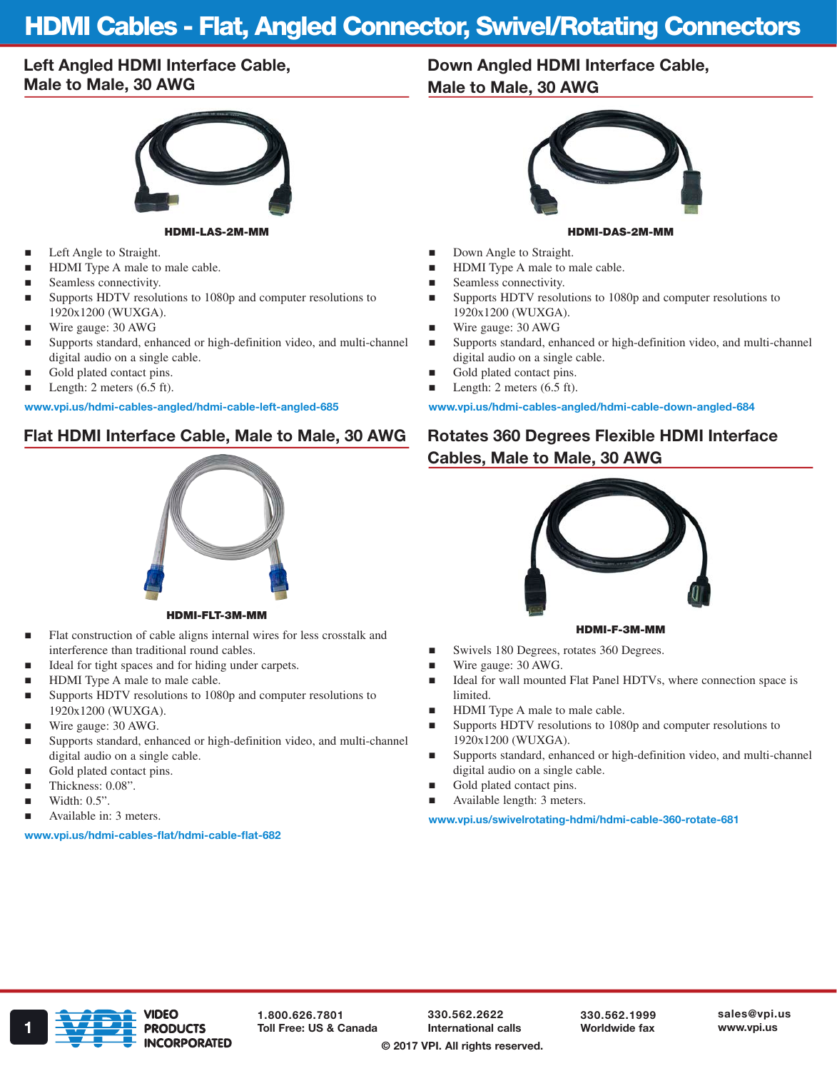# HDMI Cables - Flat, Angled Connector, Swivel/Rotating Connectors

## Left Angled HDMI Interface Cable, Male to Male, 30 AWG

**HDMI-LAS-2M-MM**

- Left Angle to Straight.
- HDMI Type A male to male cable.
- Seamless connectivity.
- Supports HDTV resolutions to 1080p and computer resolutions to 1920x1200 (WUXGA).
- Wire gauge: 30 AWG
- Supports standard, enhanced or high-definition video, and multi-channel digital audio on a single cable.
- Gold plated contact pins.
- Length: 2 meters (6.5 ft).

www.vpi.us/hdmi-cables-angled/hdmi-cable-left-angled-685

## Down Angled HDMI Interface Cable, Male to Male, 30 AWG

**HDMI-DAS-2M-MM**

- Down Angle to Straight.
- HDMI Type A male to male cable.
- Seamless connectivity.
- Supports HDTV resolutions to 1080p and computer resolutions to 1920x1200 (WUXGA).
- Wire gauge: 30 AWG
- Supports standard, enhanced or high-definition video, and multi-channel digital audio on a single cable.
- Gold plated contact pins.
- Length: 2 meters (6.5 ft).

www.vpi.us/hdmi-cables-angled/hdmi-cable-down-angled-684

## Flat HDMI Interface Cable, Male to Male, 30 AWG

**HDMI-FLT-3M-MM**

- Flat construction of cable aligns internal wires for less crosstalk and interference than traditional round cables.
- Ideal for tight spaces and for hiding under carpets.
- HDMI Type A male to male cable.
- Supports HDTV resolutions to 1080p and computer resolutions to 1920x1200 (WUXGA).
- Wire gauge: 30 AWG.
- Supports standard, enhanced or high-definition video, and multi-channel digital audio on a single cable.
- Gold plated contact pins.
- Thickness: 0.08”.
- Width: 0.5”.
- Available in: 3 meters.

www.vpi.us/hdmi-cables-flat/hdmi-cable-flat-682

## Rotates 360 Degrees Flexible HDMI Interface Cables, Male to Male, 30 AWG

**HDMI-F-3M-MM**

- Swivels 180 Degrees, rotates 360 Degrees.
- Wire gauge: 30 AWG.
- Ideal for wall mounted Flat Panel HDTVs, where connection space is limited.
- HDMI Type A male to male cable.
- Supports HDTV resolutions to 1080p and computer resolutions to 1920x1200 (WUXGA).
- Supports standard, enhanced or high-definition video, and multi-channel digital audio on a single cable.
- Gold plated contact pins.
- Available length: 3 meters.

www.vpi.us/swivelrotating-hdmi/hdmi-cable-360-rotate-681

VIDEO PRODUCTS INCORPORATED

1.800.626.7801 Toll Free: US & Canada | 330.562.2622 International calls | 330.562.1999 Worldwide fax | sales@vpi.us www.vpi.us

© 2017 VPI. All rights reserved.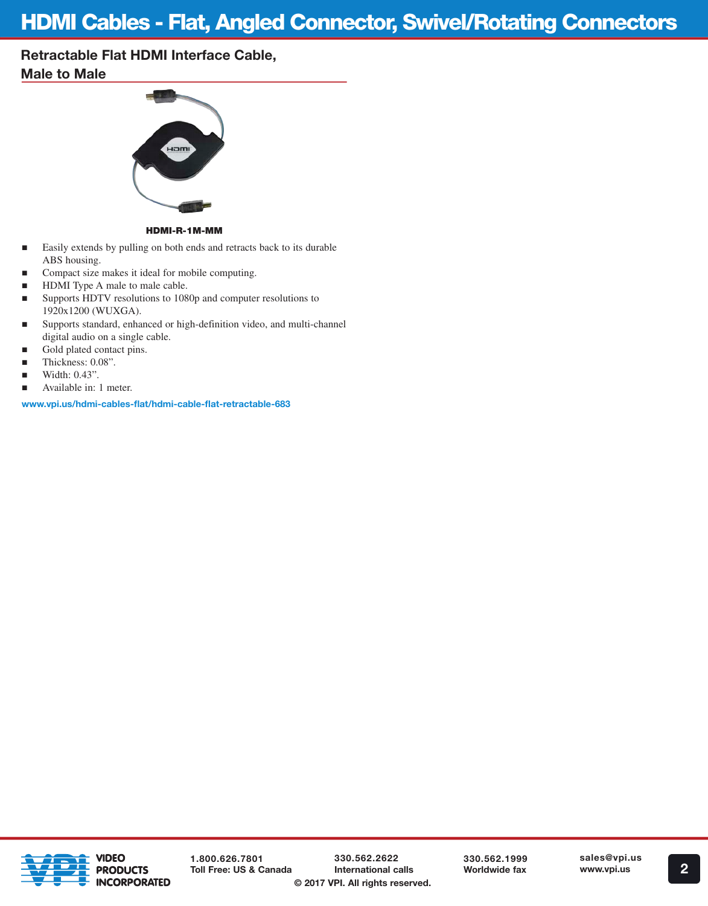# HDMI Cables - Flat, Angled Connector, Swivel/Rotating Connectors

## Retractable Flat HDMI Interface Cable, Male to Male

**HDMI-R-1M-MM**

- Easily extends by pulling on both ends and retracts back to its durable ABS housing.
- Compact size makes it ideal for mobile computing.
- HDMI Type A male to male cable.
- Supports HDTV resolutions to 1080p and computer resolutions to 1920x1200 (WUXGA).
- Supports standard, enhanced or high-definition video, and multi-channel digital audio on a single cable.
- Gold plated contact pins.
- Thickness: 0.08”.
- Width: 0.43”.
- Available in: 1 meter.

www.vpi.us/hdmi-cables-flat/hdmi-cable-flat-retractable-683

VIDEO PRODUCTS INCORPORATED

1.800.626.7801
Toll Free: US & Canada

330.562.2622
International calls

330.562.1999
Worldwide fax

sales@vpi.us
www.vpi.us

© 2017 VPI. All rights reserved.